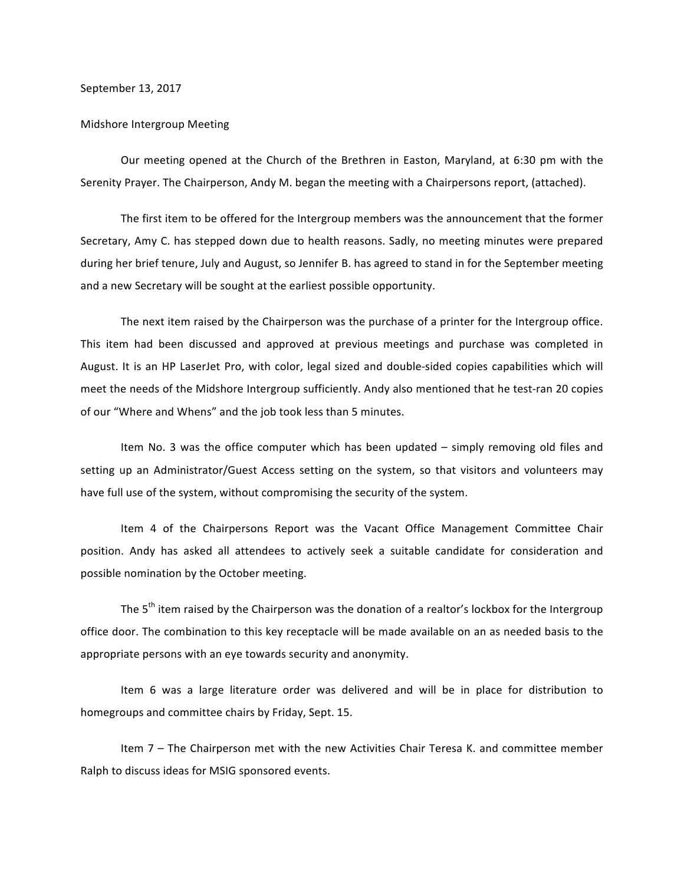September 13, 2017

Midshore Intergroup Meeting

Our meeting opened at the Church of the Brethren in Easton, Maryland, at 6:30 pm with the Serenity Prayer. The Chairperson, Andy M. began the meeting with a Chairpersons report, (attached).

The first item to be offered for the Intergroup members was the announcement that the former Secretary, Amy C. has stepped down due to health reasons. Sadly, no meeting minutes were prepared during her brief tenure, July and August, so Jennifer B. has agreed to stand in for the September meeting and a new Secretary will be sought at the earliest possible opportunity.

The next item raised by the Chairperson was the purchase of a printer for the Intergroup office. This item had been discussed and approved at previous meetings and purchase was completed in August. It is an HP LaserJet Pro, with color, legal sized and double-sided copies capabilities which will meet the needs of the Midshore Intergroup sufficiently. Andy also mentioned that he test-ran 20 copies of our "Where and Whens" and the job took less than 5 minutes.

Item No. 3 was the office computer which has been updated – simply removing old files and setting up an Administrator/Guest Access setting on the system, so that visitors and volunteers may have full use of the system, without compromising the security of the system.

Item 4 of the Chairpersons Report was the Vacant Office Management Committee Chair position. Andy has asked all attendees to actively seek a suitable candidate for consideration and possible nomination by the October meeting.

The 5th item raised by the Chairperson was the donation of a realtor's lockbox for the Intergroup office door. The combination to this key receptacle will be made available on an as needed basis to the appropriate persons with an eye towards security and anonymity.

Item 6 was a large literature order was delivered and will be in place for distribution to homegroups and committee chairs by Friday, Sept. 15.

Item 7 – The Chairperson met with the new Activities Chair Teresa K. and committee member Ralph to discuss ideas for MSIG sponsored events.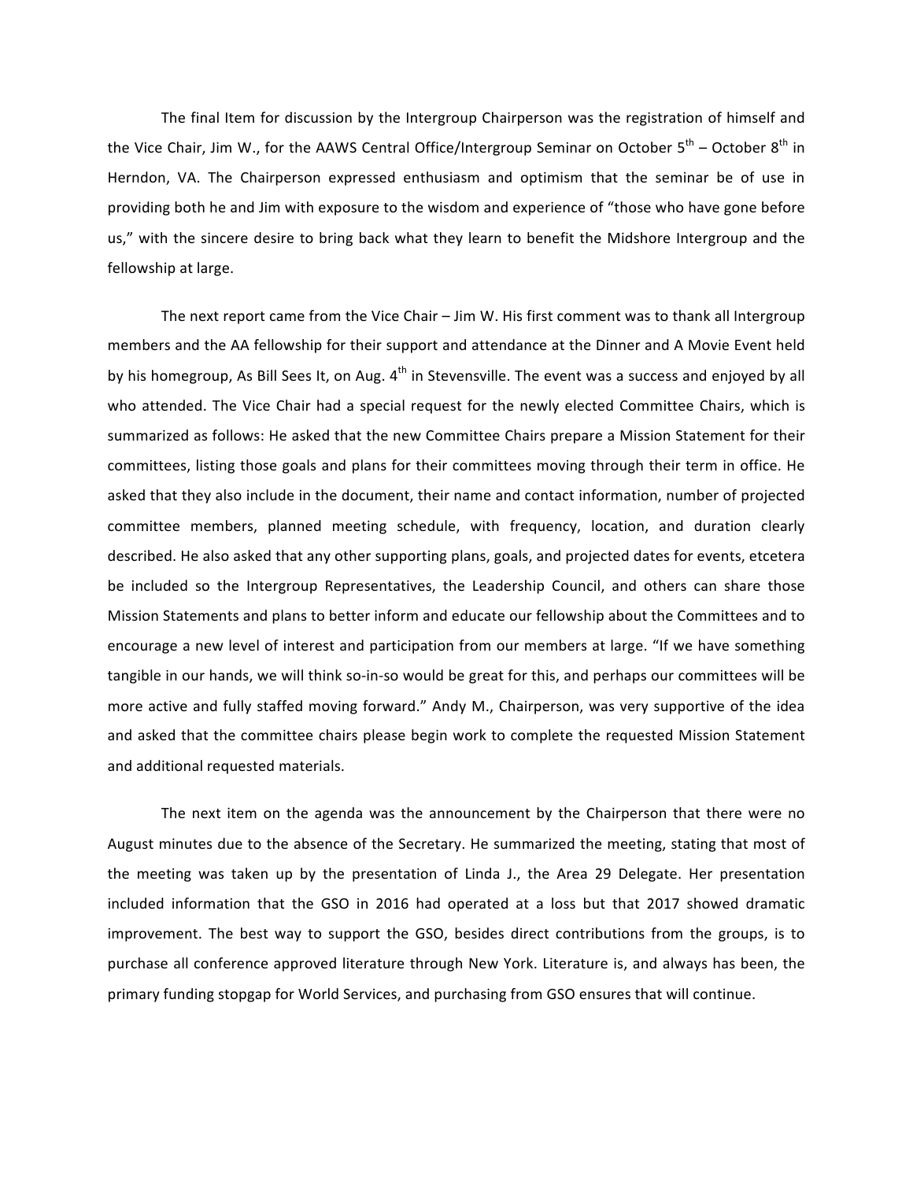The final Item for discussion by the Intergroup Chairperson was the registration of himself and the Vice Chair, Jim W., for the AAWS Central Office/Intergroup Seminar on October 5th – October 8th in Herndon, VA. The Chairperson expressed enthusiasm and optimism that the seminar be of use in providing both he and Jim with exposure to the wisdom and experience of "those who have gone before us," with the sincere desire to bring back what they learn to benefit the Midshore Intergroup and the fellowship at large.

The next report came from the Vice Chair – Jim W. His first comment was to thank all Intergroup members and the AA fellowship for their support and attendance at the Dinner and A Movie Event held by his homegroup, As Bill Sees It, on Aug. 4th in Stevensville. The event was a success and enjoyed by all who attended. The Vice Chair had a special request for the newly elected Committee Chairs, which is summarized as follows: He asked that the new Committee Chairs prepare a Mission Statement for their committees, listing those goals and plans for their committees moving through their term in office. He asked that they also include in the document, their name and contact information, number of projected committee members, planned meeting schedule, with frequency, location, and duration clearly described. He also asked that any other supporting plans, goals, and projected dates for events, etcetera be included so the Intergroup Representatives, the Leadership Council, and others can share those Mission Statements and plans to better inform and educate our fellowship about the Committees and to encourage a new level of interest and participation from our members at large. "If we have something tangible in our hands, we will think so-in-so would be great for this, and perhaps our committees will be more active and fully staffed moving forward." Andy M., Chairperson, was very supportive of the idea and asked that the committee chairs please begin work to complete the requested Mission Statement and additional requested materials.

The next item on the agenda was the announcement by the Chairperson that there were no August minutes due to the absence of the Secretary. He summarized the meeting, stating that most of the meeting was taken up by the presentation of Linda J., the Area 29 Delegate. Her presentation included information that the GSO in 2016 had operated at a loss but that 2017 showed dramatic improvement. The best way to support the GSO, besides direct contributions from the groups, is to purchase all conference approved literature through New York. Literature is, and always has been, the primary funding stopgap for World Services, and purchasing from GSO ensures that will continue.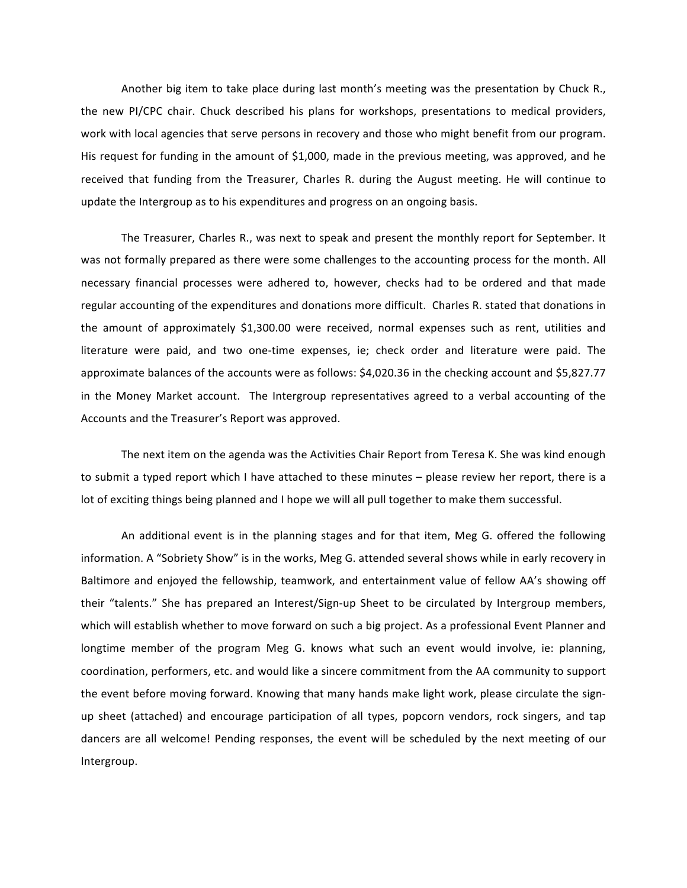Another big item to take place during last month's meeting was the presentation by Chuck R., the new PI/CPC chair. Chuck described his plans for workshops, presentations to medical providers, work with local agencies that serve persons in recovery and those who might benefit from our program. His request for funding in the amount of $1,000, made in the previous meeting, was approved, and he received that funding from the Treasurer, Charles R. during the August meeting. He will continue to update the Intergroup as to his expenditures and progress on an ongoing basis.

The Treasurer, Charles R., was next to speak and present the monthly report for September. It was not formally prepared as there were some challenges to the accounting process for the month. All necessary financial processes were adhered to, however, checks had to be ordered and that made regular accounting of the expenditures and donations more difficult. Charles R. stated that donations in the amount of approximately $1,300.00 were received, normal expenses such as rent, utilities and literature were paid, and two one-time expenses, ie; check order and literature were paid. The approximate balances of the accounts were as follows: $4,020.36 in the checking account and $5,827.77 in the Money Market account. The Intergroup representatives agreed to a verbal accounting of the Accounts and the Treasurer's Report was approved.

The next item on the agenda was the Activities Chair Report from Teresa K. She was kind enough to submit a typed report which I have attached to these minutes – please review her report, there is a lot of exciting things being planned and I hope we will all pull together to make them successful.

An additional event is in the planning stages and for that item, Meg G. offered the following information. A "Sobriety Show" is in the works, Meg G. attended several shows while in early recovery in Baltimore and enjoyed the fellowship, teamwork, and entertainment value of fellow AA's showing off their "talents." She has prepared an Interest/Sign-up Sheet to be circulated by Intergroup members, which will establish whether to move forward on such a big project. As a professional Event Planner and longtime member of the program Meg G. knows what such an event would involve, ie: planning, coordination, performers, etc. and would like a sincere commitment from the AA community to support the event before moving forward. Knowing that many hands make light work, please circulate the sign-up sheet (attached) and encourage participation of all types, popcorn vendors, rock singers, and tap dancers are all welcome! Pending responses, the event will be scheduled by the next meeting of our Intergroup.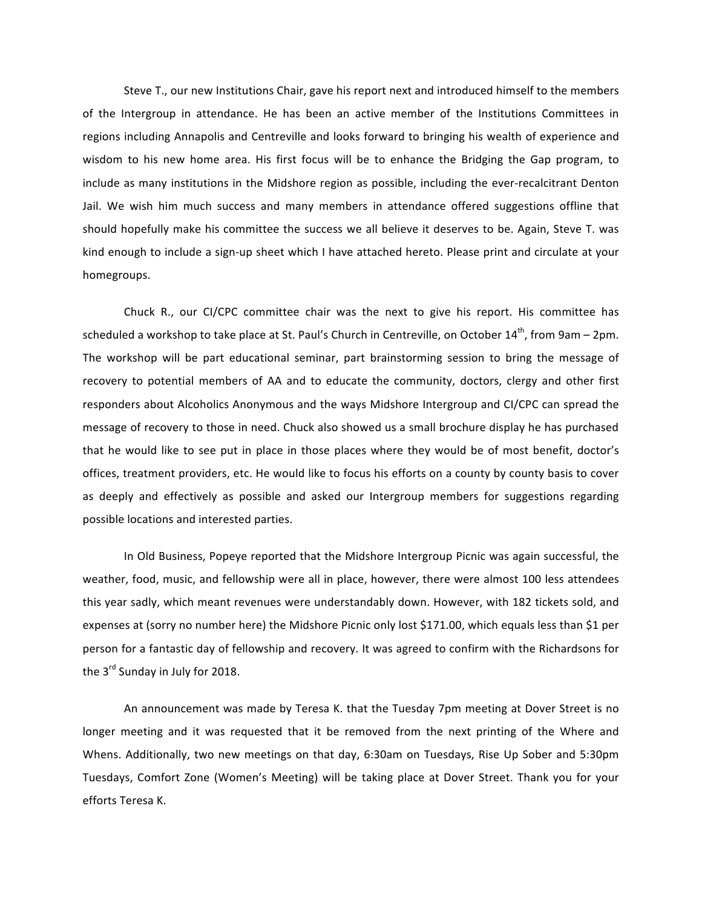Steve T., our new Institutions Chair, gave his report next and introduced himself to the members of the Intergroup in attendance. He has been an active member of the Institutions Committees in regions including Annapolis and Centreville and looks forward to bringing his wealth of experience and wisdom to his new home area. His first focus will be to enhance the Bridging the Gap program, to include as many institutions in the Midshore region as possible, including the ever-recalcitrant Denton Jail. We wish him much success and many members in attendance offered suggestions offline that should hopefully make his committee the success we all believe it deserves to be. Again, Steve T. was kind enough to include a sign-up sheet which I have attached hereto. Please print and circulate at your homegroups.

Chuck R., our CI/CPC committee chair was the next to give his report. His committee has scheduled a workshop to take place at St. Paul's Church in Centreville, on October 14th, from 9am – 2pm. The workshop will be part educational seminar, part brainstorming session to bring the message of recovery to potential members of AA and to educate the community, doctors, clergy and other first responders about Alcoholics Anonymous and the ways Midshore Intergroup and CI/CPC can spread the message of recovery to those in need. Chuck also showed us a small brochure display he has purchased that he would like to see put in place in those places where they would be of most benefit, doctor's offices, treatment providers, etc. He would like to focus his efforts on a county by county basis to cover as deeply and effectively as possible and asked our Intergroup members for suggestions regarding possible locations and interested parties.

In Old Business, Popeye reported that the Midshore Intergroup Picnic was again successful, the weather, food, music, and fellowship were all in place, however, there were almost 100 less attendees this year sadly, which meant revenues were understandably down. However, with 182 tickets sold, and expenses at (sorry no number here) the Midshore Picnic only lost $171.00, which equals less than $1 per person for a fantastic day of fellowship and recovery. It was agreed to confirm with the Richardsons for the 3rd Sunday in July for 2018.

An announcement was made by Teresa K. that the Tuesday 7pm meeting at Dover Street is no longer meeting and it was requested that it be removed from the next printing of the Where and Whens. Additionally, two new meetings on that day, 6:30am on Tuesdays, Rise Up Sober and 5:30pm Tuesdays, Comfort Zone (Women's Meeting) will be taking place at Dover Street. Thank you for your efforts Teresa K.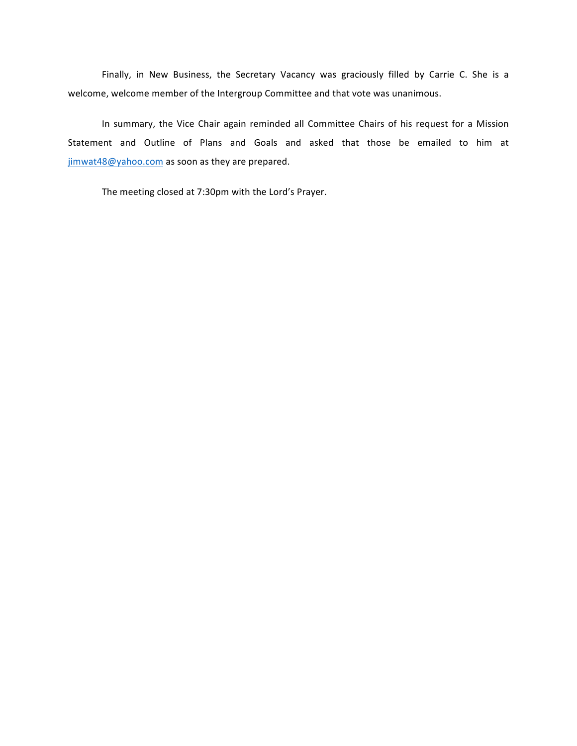Finally, in New Business, the Secretary Vacancy was graciously filled by Carrie C. She is a welcome, welcome member of the Intergroup Committee and that vote was unanimous.

In summary, the Vice Chair again reminded all Committee Chairs of his request for a Mission Statement and Outline of Plans and Goals and asked that those be emailed to him at jimwat48@yahoo.com as soon as they are prepared.

The meeting closed at 7:30pm with the Lord's Prayer.